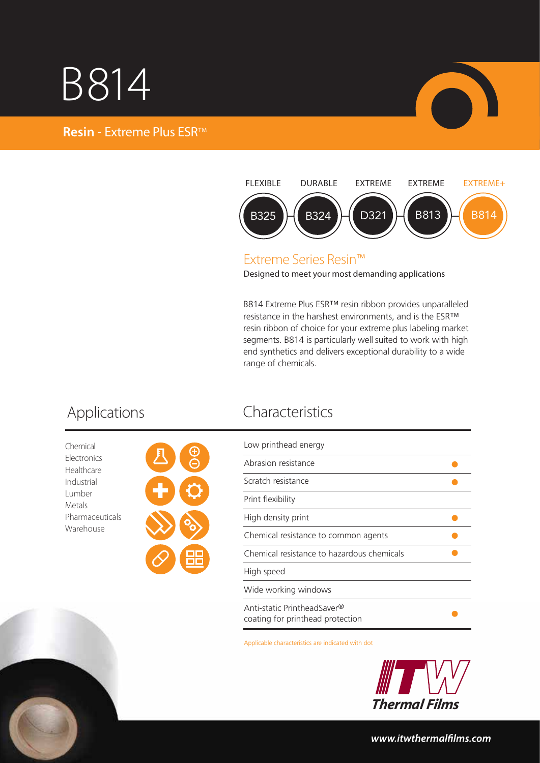# B814

**Resin** - Extreme Plus ESR™

FLEXIBLE B325 — DURABLE B324 — EXTREME D321 — EXTREME B813 — EXTREME+ B814

## Extreme Series Resin™

Designed to meet your most demanding applications

B814 Extreme Plus ESR™ resin ribbon provides unparalleled resistance in the harshest environments, and is the ESR™ resin ribbon of choice for your extreme plus labeling market segments. B814 is particularly well suited to work with high end synthetics and delivers exceptional durability to a wide range of chemicals.

## Applications

- Chemical
- Electronics
- Healthcare
- Industrial
- Lumber
- Metals
- Pharmaceuticals
- Warehouse

## Characteristics

| | |
|---|---|
| Low printhead energy | |
| Abrasion resistance | ● |
| Scratch resistance | ● |
| Print flexibility | |
| High density print | ● |
| Chemical resistance to common agents | ● |
| Chemical resistance to hazardous chemicals | ● |
| High speed | |
| Wide working windows | |
| Anti-static PrintheadSaver® coating for printhead protection | ● |

Applicable characteristics are indicated with dot

ITW Thermal Films

www.itwthermalfilms.com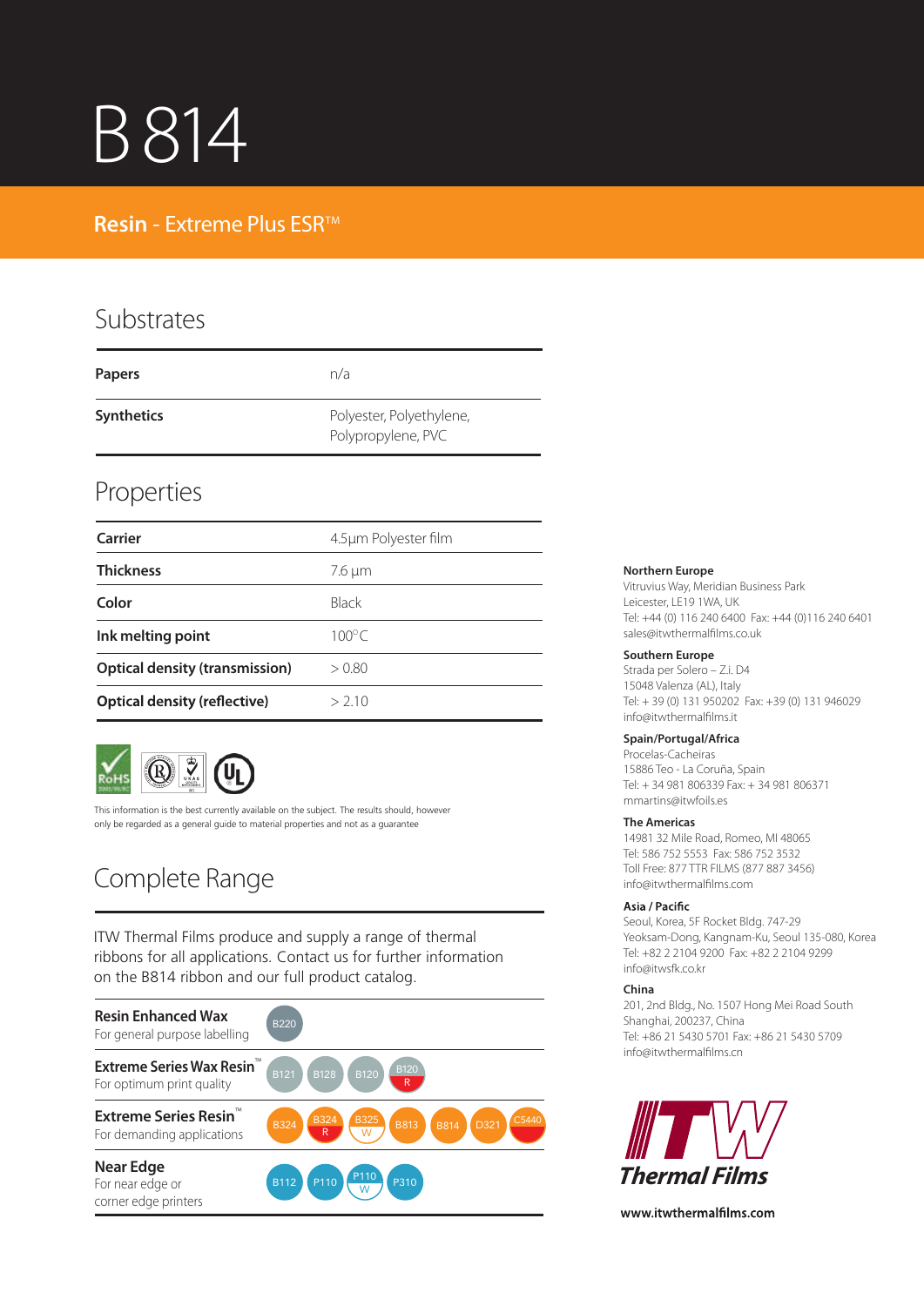# B 814

## **Resin** - Extreme Plus ESR™

## Substrates

| | |
|---|---|
| **Papers** | n/a |
| **Synthetics** | Polyester, Polyethylene, Polypropylene, PVC |

## Properties

| | |
|---|---|
| **Carrier** | 4.5µm Polyester film |
| **Thickness** | 7.6 µm |
| **Color** | Black |
| **Ink melting point** | 100°C |
| **Optical density (transmission)** | > 0.80 |
| **Optical density (reflective)** | > 2.10 |

This information is the best currently available on the subject. The results should, however only be regarded as a general guide to material properties and not as a guarantee

## Complete Range

ITW Thermal Films produce and supply a range of thermal ribbons for all applications. Contact us for further information on the B814 ribbon and our full product catalog.

| | |
|---|---|
| **Resin Enhanced Wax** For general purpose labelling | B220 |
| **Extreme Series Wax Resin™** For optimum print quality | B121, B128, B120, B120 R |
| **Extreme Series Resin™** For demanding applications | B324, B324 R, B325 W, B813, B814, D321, C5440 |
| **Near Edge** For near edge or corner edge printers | B112, P110, P110 W, P310 |

**Northern Europe**
Vitruvius Way, Meridian Business Park
Leicester, LE19 1WA, UK
Tel: +44 (0) 116 240 6400 Fax: +44 (0)116 240 6401
sales@itwthermalfilms.co.uk

**Southern Europe**
Strada per Solero – Z.i. D4
15048 Valenza (AL), Italy
Tel: + 39 (0) 131 950202 Fax: +39 (0) 131 946029
info@itwthermalfilms.it

**Spain/Portugal/Africa**
Procelas-Cacheiras
15886 Teo - La Coruña, Spain
Tel: + 34 981 806339 Fax: + 34 981 806371
mmartins@itwfoils.es

**The Americas**
14981 32 Mile Road, Romeo, MI 48065
Tel: 586 752 5553 Fax: 586 752 3532
Toll Free: 877 TTR FILMS (877 887 3456)
info@itwthermalfilms.com

**Asia / Pacific**
Seoul, Korea, 5F Rocket Bldg. 747-29
Yeoksam-Dong, Kangnam-Ku, Seoul 135-080, Korea
Tel: +82 2 2104 9200 Fax: +82 2 2104 9299
info@itwsfk.co.kr

**China**
201, 2nd Bldg., No. 1507 Hong Mei Road South
Shanghai, 200237, China
Tel: +86 21 5430 5701 Fax: +86 21 5430 5709
info@itwthermalfilms.cn

ITW Thermal Films

**www.itwthermalfilms.com**